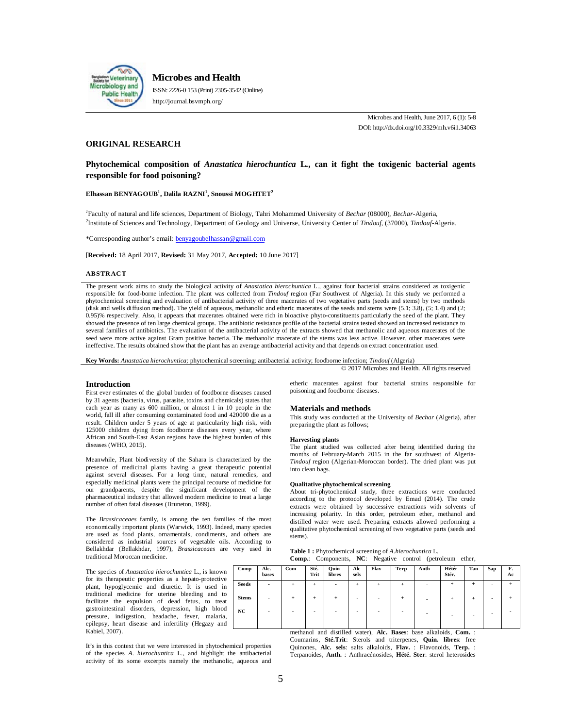## ORIGINAL RESEARCH

# Phytochemical composition of *Anastatica hierochuntica* L., can it fight the toxigenic bacterial agents responsible for food poisoning?

**Elhassan BENYAGOUB[1], Dalila RAZNI[1], Snoussi MOGHTET[2]**

[1]Faculty of natural and life sciences, Department of Biology, Tahri Mohammed University of *Bechar* (08000), *Bechar*-Algeria,
[2]Institute of Sciences and Technology, Department of Geology and Universe, University Center of *Tindouf*, (37000), *Tindouf*-Algeria.

*Corresponding author's email: benyagoubelhassan@gmail.com

[**Received:** 18 April 2017, **Revised:** 31 May 2017, **Accepted:** 10 June 2017]

### ABSTRACT

The present work aims to study the biological activity of *Anastatica hierochuntica* L., against four bacterial strains considered as toxigenic responsible for food-borne infection. The plant was collected from *Tindouf* region (Far Southwest of Algeria). In this study we performed a phytochemical screening and evaluation of antibacterial activity of three macerates of two vegetative parts (seeds and stems) by two methods (disk and wells diffusion method). The yield of aqueous, methanolic and etheric macerates of the seeds and stems were (5.1; 3.8), (5; 1.4) and (2; 0.95)% respectively. Also, it appears that macerates obtained were rich in bioactive phyto-constituents particularly the seed of the plant. They showed the presence of ten large chemical groups. The antibiotic resistance profile of the bacterial strains tested showed an increased resistance to several families of antibiotics. The evaluation of the antibacterial activity of the extracts showed that methanolic and aqueous macerates of the seed were more active against Gram positive bacteria. The methanolic macerate of the stems was less active. However, other macerates were ineffective. The results obtained show that the plant has an average antibacterial activity and that depends on extract concentration used.

**Key Words:** *Anastatica hierochuntica;* phytochemical screening; antibacterial activity; foodborne infection; *Tindouf* (Algeria)

© 2017 Microbes and Health. All rights reserved

## Introduction

First ever estimates of the global burden of foodborne diseases caused by 31 agents (bacteria, virus, parasite, toxins and chemicals) states that each year as many as 600 million, or almost 1 in 10 people in the world, fall ill after consuming contaminated food and 420000 die as a result. Children under 5 years of age at particularity high risk, with 125000 children dying from foodborne diseases every year, where African and South-East Asian regions have the highest burden of this diseases (WHO, 2015).

Meanwhile, Plant biodiversity of the Sahara is characterized by the presence of medicinal plants having a great therapeutic potential against several diseases. For a long time, natural remedies, and especially medicinal plants were the principal recourse of medicine for our grandparents, despite the significant development of the pharmaceutical industry that allowed modern medicine to treat a large number of often fatal diseases (Bruneton, 1999).

The *Brassicaceaes* family, is among the ten families of the most economically important plants (Warwick, 1993). Indeed, many species are used as food plants, ornamentals, condiments, and others are considered as industrial sources of vegetable oils. According to Bellakhdar (Bellakhdar, 1997), *Brassicaceaes* are very used in traditional Moroccan medicine.

The species of *Anastatica hierochuntica* L., is known for its therapeutic properties as a hepato-protective plant, hypoglycemic and diuretic. It is used in traditional medicine for uterine bleeding and to facilitate the expulsion of dead fetus, to treat gastrointestinal disorders, depression, high blood pressure, indigestion, headache, fever, malaria, epilepsy, heart disease and infertility (Hegazy and Kabiel, 2007).

It's in this context that we were interested in phytochemical properties of the species *A. hierochuntica* L., and highlight the antibacterial activity of its some excerpts namely the methanolic, aqueous and etheric macerates against four bacterial strains responsible for poisoning and foodborne diseases.

## Materials and methods

This study was conducted at the University of *Bechar* (Algeria), after preparing the plant as follows;

### Harvesting plants

The plant studied was collected after being identified during the months of February-March 2015 in the far southwest of Algeria-*Tindouf* region (Algerian-Moroccan border). The dried plant was put into clean bags.

### Qualitative phytochemical screening

About tri-phytochemical study, three extractions were conducted according to the protocol developed by Emad (2014). The crude extracts were obtained by successive extractions with solvents of increasing polarity. In this order, petroleum ether, methanol and distilled water were used. Preparing extracts allowed performing a qualitative phytochemical screening of two vegetative parts (seeds and stems).

**Table 1 :** Phytochemical screening of *A.hierochuntica* L.
**Comp.**: Components, **NC**: Negative control (petroleum ether, methanol and distilled water), **Alc. Bases**: base alkaloids, **Com.** : Coumarins, **Sté.Trit**: Sterols and triterpenes, **Quin. libres**: free Quinones, **Alc. sels**: salts alkaloids, **Flav.** : Flavonoids, **Terp.** : Terpanoides, **Anth.** : Anthracénosides, **Hété. Ster**: sterol heterosides

| Comp | Alc. bases | Com | Sté. Trit | Quin libres | Alc sels | Flav | Terp | Anth | Hétér Stér. | Tan | Sap | F. Ac |
|---|---|---|---|---|---|---|---|---|---|---|---|---|
| Seeds | - | + | + | - | + | + | + | - | + | + | - | + |
| Stems | - | + | + | + | - | - | + | - | + | + | - | + |
| NC | - | - | - | - | - | - | - | - | - | - | - | - |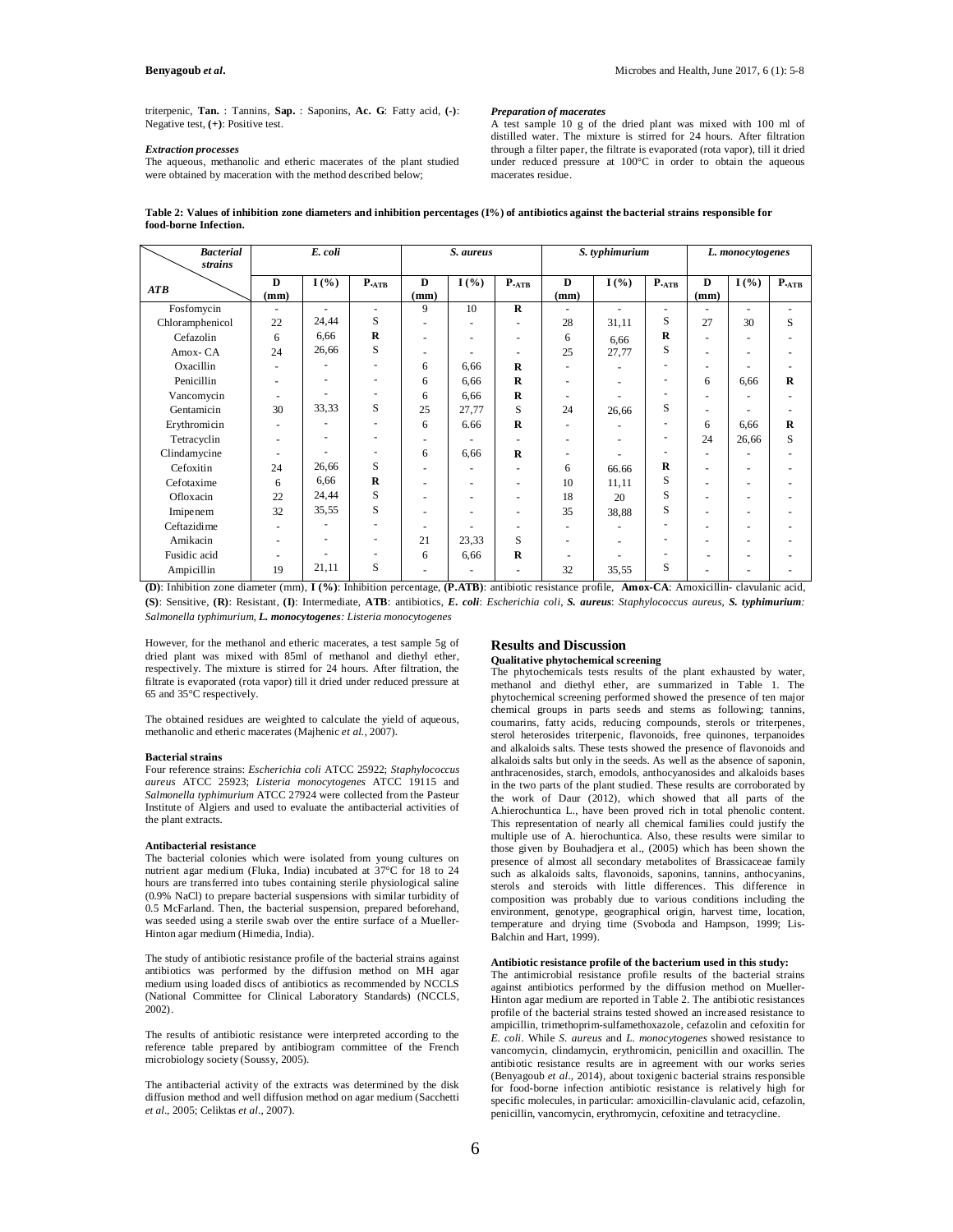triterpenic, **Tan.** : Tannins, **Sap.** : Saponins, **Ac. G**: Fatty acid, **(-)**: Negative test, **(+)**: Positive test.

#### *Extraction processes*

The aqueous, methanolic and etheric macerates of the plant studied were obtained by maceration with the method described below;

#### *Preparation of macerates*

A test sample 10 g of the dried plant was mixed with 100 ml of distilled water. The mixture is stirred for 24 hours. After filtration through a filter paper, the filtrate is evaporated (rota vapor), till it dried under reduced pressure at 100°C in order to obtain the aqueous macerates residue.

**Table 2: Values of inhibition zone diameters and inhibition percentages (I%) of antibiotics against the bacterial strains responsible for food-borne Infection.**

| *Bacterial strains* / *ATB* | *E. coli* | | | *S. aureus* | | | *S. typhimurium* | | | *L. monocytogenes* | | |
|---|---|---|---|---|---|---|---|---|---|---|---|---|
| | **D (mm)** | **I (%)** | **P.ATB** | **D (mm)** | **I (%)** | **P.ATB** | **D (mm)** | **I (%)** | **P.ATB** | **D (mm)** | **I (%)** | **P.ATB** |
| Fosfomycin | - | - | - | 9 | 10 | **R** | - | - | - | - | - | - |
| Chloramphenicol | 22 | 24,44 | S | - | - | - | 28 | 31,11 | S | 27 | 30 | S |
| Cefazolin | 6 | 6,66 | **R** | - | - | - | 6 | 6,66 | **R** | - | - | - |
| Amox- CA | 24 | 26,66 | S | - | - | - | 25 | 27,77 | S | - | - | - |
| Oxacillin | - | - | - | 6 | 6,66 | **R** | - | - | - | - | - | - |
| Penicillin | - | - | - | 6 | 6,66 | **R** | - | - | - | 6 | 6,66 | **R** |
| Vancomycin | - | - | - | 6 | 6,66 | **R** | - | - | - | - | - | - |
| Gentamicin | 30 | 33,33 | S | 25 | 27,77 | S | 24 | 26,66 | S | - | - | - |
| Erythromicin | - | - | - | 6 | 6.66 | **R** | - | - | - | 6 | 6,66 | **R** |
| Tetracyclin | - | - | - | - | - | - | - | - | - | 24 | 26,66 | S |
| Clindamycine | - | - | - | 6 | 6,66 | **R** | - | - | - | - | - | - |
| Cefoxitin | 24 | 26,66 | S | - | - | - | 6 | 66.66 | **R** | - | - | - |
| Cefotaxime | 6 | 6,66 | **R** | - | - | - | 10 | 11,11 | S | - | - | - |
| Ofloxacin | 22 | 24,44 | S | - | - | - | 18 | 20 | S | - | - | - |
| Imipenem | 32 | 35,55 | S | - | - | - | 35 | 38,88 | S | - | - | - |
| Ceftazidime | - | - | - | - | - | - | - | - | - | - | - | - |
| Amikacin | - | - | - | 21 | 23,33 | S | - | - | - | - | - | - |
| Fusidic acid | - | - | - | 6 | 6,66 | **R** | - | - | - | - | - | - |
| Ampicillin | 19 | 21,11 | S | - | - | - | 32 | 35,55 | S | - | - | - |

**(D)**: Inhibition zone diameter (mm), **I (%)**: Inhibition percentage, **(P.ATB)**: antibiotic resistance profile, **Amox-CA**: Amoxicillin- clavulanic acid, **(S)**: Sensitive, **(R)**: Resistant, **(I)**: Intermediate, **ATB**: antibiotics, ***E. coli***: *Escherichia coli*, ***S. aureus***: *Staphylococcus aureus*, ***S. typhimurium***: *Salmonella typhimurium*, ***L. monocytogenes***: *Listeria monocytogenes*

However, for the methanol and etheric macerates, a test sample 5g of dried plant was mixed with 85ml of methanol and diethyl ether, respectively. The mixture is stirred for 24 hours. After filtration, the filtrate is evaporated (rota vapor) till it dried under reduced pressure at 65 and 35°C respectively.

The obtained residues are weighted to calculate the yield of aqueous, methanolic and etheric macerates (Majhenic *et al.*, 2007).

#### Bacterial strains

Four reference strains: *Escherichia coli* ATCC 25922; *Staphylococcus aureus* ATCC 25923; *Listeria monocytogenes* ATCC 19115 and *Salmonella typhimurium* ATCC 27924 were collected from the Pasteur Institute of Algiers and used to evaluate the antibacterial activities of the plant extracts.

#### Antibacterial resistance

The bacterial colonies which were isolated from young cultures on nutrient agar medium (Fluka, India) incubated at 37°C for 18 to 24 hours are transferred into tubes containing sterile physiological saline (0.9% NaCl) to prepare bacterial suspensions with similar turbidity of 0.5 McFarland. Then, the bacterial suspension, prepared beforehand, was seeded using a sterile swab over the entire surface of a Mueller-Hinton agar medium (Himedia, India).

The study of antibiotic resistance profile of the bacterial strains against antibiotics was performed by the diffusion method on MH agar medium using loaded discs of antibiotics as recommended by NCCLS (National Committee for Clinical Laboratory Standards) (NCCLS, 2002).

The results of antibiotic resistance were interpreted according to the reference table prepared by antibiogram committee of the French microbiology society (Soussy, 2005).

The antibacterial activity of the extracts was determined by the disk diffusion method and well diffusion method on agar medium (Sacchetti *et al*., 2005; Celiktas *et al*., 2007).

## Results and Discussion

#### Qualitative phytochemical screening

The phytochemicals tests results of the plant exhausted by water, methanol and diethyl ether, are summarized in Table 1. The phytochemical screening performed showed the presence of ten major chemical groups in parts seeds and stems as following; tannins, coumarins, fatty acids, reducing compounds, sterols or triterpenes, sterol heterosides triterpenic, flavonoids, free quinones, terpanoides and alkaloids salts. These tests showed the presence of flavonoids and alkaloids salts but only in the seeds. As well as the absence of saponin, anthracenosides, starch, emodols, anthocyanosides and alkaloids bases in the two parts of the plant studied. These results are corroborated by the work of Daur (2012), which showed that all parts of the A.hierochuntica L., have been proved rich in total phenolic content. This representation of nearly all chemical families could justify the multiple use of A. hierochuntica. Also, these results were similar to those given by Bouhadjera et al., (2005) which has been shown the presence of almost all secondary metabolites of Brassicaceae family such as alkaloids salts, flavonoids, saponins, tannins, anthocyanins, sterols and steroids with little differences. This difference in composition was probably due to various conditions including the environment, genotype, geographical origin, harvest time, location, temperature and drying time (Svoboda and Hampson, 1999; Lis-Balchin and Hart, 1999).

#### Antibiotic resistance profile of the bacterium used in this study:

The antimicrobial resistance profile results of the bacterial strains against antibiotics performed by the diffusion method on Mueller-Hinton agar medium are reported in Table 2. The antibiotic resistances profile of the bacterial strains tested showed an increased resistance to ampicillin, trimethoprim-sulfamethoxazole, cefazolin and cefoxitin for *E. coli*. While *S. aureus* and *L. monocytogenes* showed resistance to vancomycin, clindamycin, erythromicin, penicillin and oxacillin. The antibiotic resistance results are in agreement with our works series (Benyagoub *et al*., 2014), about toxigenic bacterial strains responsible for food-borne infection antibiotic resistance is relatively high for specific molecules, in particular: amoxicillin-clavulanic acid, cefazolin, penicillin, vancomycin, erythromycin, cefoxitine and tetracycline.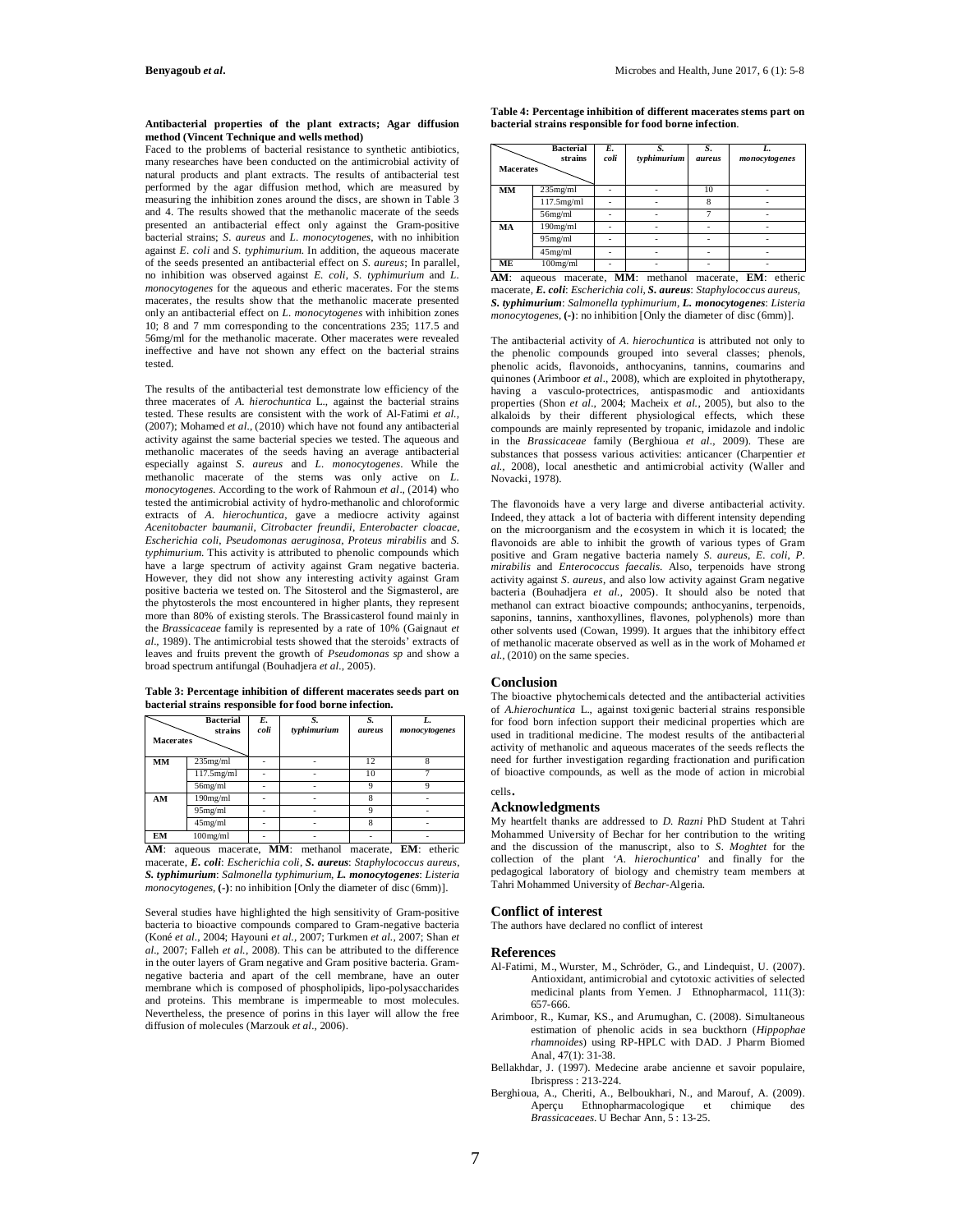**Antibacterial properties of the plant extracts; Agar diffusion method (Vincent Technique and wells method)**

Faced to the problems of bacterial resistance to synthetic antibiotics, many researches have been conducted on the antimicrobial activity of natural products and plant extracts. The results of antibacterial test performed by the agar diffusion method, which are measured by measuring the inhibition zones around the discs, are shown in Table 3 and 4. The results showed that the methanolic macerate of the seeds presented an antibacterial effect only against the Gram-positive bacterial strains; *S. aureus* and *L. monocytogenes*, with no inhibition against *E. coli* and *S. typhimurium*. In addition, the aqueous macerate of the seeds presented an antibacterial effect on *S. aureus*; In parallel, no inhibition was observed against *E. coli*, *S. typhimurium* and *L. monocytogenes* for the aqueous and etheric macerates. For the stems macerates, the results show that the methanolic macerate presented only an antibacterial effect on *L. monocytogenes* with inhibition zones 10; 8 and 7 mm corresponding to the concentrations 235; 117.5 and 56mg/ml for the methanolic macerate. Other macerates were revealed ineffective and have not shown any effect on the bacterial strains tested.

The results of the antibacterial test demonstrate low efficiency of the three macerates of *A. hierochuntica* L., against the bacterial strains tested. These results are consistent with the work of Al-Fatimi *et al.*, (2007); Mohamed *et al.*, (2010) which have not found any antibacterial activity against the same bacterial species we tested. The aqueous and methanolic macerates of the seeds having an average antibacterial especially against *S. aureus* and *L. monocytogenes*. While the methanolic macerate of the stems was only active on *L. monocytogenes*. According to the work of Rahmoun *et al*., (2014) who tested the antimicrobial activity of hydro-methanolic and chloroformic extracts of *A. hierochuntica*, gave a mediocre activity against *Acenitobacter baumanii*, *Citrobacter freundii*, *Enterobacter cloacae*, *Escherichia coli*, *Pseudomonas aeruginosa*, *Proteus mirabilis* and *S. typhimurium*. This activity is attributed to phenolic compounds which have a large spectrum of activity against Gram negative bacteria. However, they did not show any interesting activity against Gram positive bacteria we tested on. The Sitosterol and the Sigmasterol, are the phytosterols the most encountered in higher plants, they represent more than 80% of existing sterols. The Brassicasterol found mainly in the *Brassicaceae* family is represented by a rate of 10% (Gaignaut *et al*., 1989). The antimicrobial tests showed that the steroids' extracts of leaves and fruits prevent the growth of *Pseudomonas sp* and show a broad spectrum antifungal (Bouhadjera *et al*., 2005).

**Table 3: Percentage inhibition of different macerates seeds part on bacterial strains responsible for food borne infection.**

| Macerates | Bacterial strains | *E. coli* | *S. typhimurium* | *S. aureus* | *L. monocytogenes* |
|---|---|---|---|---|---|
| **MM** | 235mg/ml | - | - | 12 | 8 |
| | 117.5mg/ml | - | - | 10 | 7 |
| | 56mg/ml | - | - | 9 | 9 |
| **AM** | 190mg/ml | - | - | 8 | - |
| | 95mg/ml | - | - | 9 | - |
| | 45mg/ml | - | - | 8 | - |
| **EM** | 100mg/ml | - | - | - | - |

**AM**: aqueous macerate, **MM**: methanol macerate, **EM**: etheric macerate, ***E. coli***: *Escherichia coli*, ***S. aureus***: *Staphylococcus aureus*, ***S. typhimurium***: *Salmonella typhimurium*, ***L. monocytogenes***: *Listeria monocytogenes*, **(-)**: no inhibition [Only the diameter of disc (6mm)].

Several studies have highlighted the high sensitivity of Gram-positive bacteria to bioactive compounds compared to Gram-negative bacteria (Koné *et al*., 2004; Hayouni *et al.*, 2007; Turkmen *et al.*, 2007; Shan *et al*., 2007; Falleh *et al.*, 2008). This can be attributed to the difference in the outer layers of Gram negative and Gram positive bacteria. Gram-negative bacteria and apart of the cell membrane, have an outer membrane which is composed of phospholipids, lipo-polysaccharides and proteins. This membrane is impermeable to most molecules. Nevertheless, the presence of porins in this layer will allow the free diffusion of molecules (Marzouk *et al*., 2006).

**Table 4: Percentage inhibition of different macerates stems part on bacterial strains responsible for food borne infection**.

| Macerates | Bacterial strains | *E. coli* | *S. typhimurium* | *S. aureus* | *L. monocytogenes* |
|---|---|---|---|---|---|
| **MM** | 235mg/ml | - | - | 10 | - |
| | 117.5mg/ml | - | - | 8 | - |
| | 56mg/ml | - | - | 7 | - |
| **MA** | 190mg/ml | - | - | - | - |
| | 95mg/ml | - | - | - | - |
| | 45mg/ml | - | - | - | - |
| **ME** | 100mg/ml | - | - | - | - |

**AM**: aqueous macerate, **MM**: methanol macerate, **EM**: etheric macerate, ***E. coli***: *Escherichia coli*, ***S. aureus***: *Staphylococcus aureus*, ***S. typhimurium***: *Salmonella typhimurium*, ***L. monocytogenes***: *Listeria monocytogenes*, **(-)**: no inhibition [Only the diameter of disc (6mm)].

The antibacterial activity of *A. hierochuntica* is attributed not only to the phenolic compounds grouped into several classes; phenols, phenolic acids, flavonoids, anthocyanins, tannins, coumarins and quinones (Arimboor *et al*., 2008), which are exploited in phytotherapy, having a vasculo-protectrices, antispasmodic and antioxidants properties (Shon *et al*., 2004; Macheix *et al.*, 2005), but also to the alkaloids by their different physiological effects, which these compounds are mainly represented by tropanic, imidazole and indolic in the *Brassicaceae* family (Berghioua *et al*., 2009). These are substances that possess various activities: anticancer (Charpentier *et al.*, 2008), local anesthetic and antimicrobial activity (Waller and Novacki, 1978).

The flavonoids have a very large and diverse antibacterial activity. Indeed, they attack a lot of bacteria with different intensity depending on the microorganism and the ecosystem in which it is located; the flavonoids are able to inhibit the growth of various types of Gram positive and Gram negative bacteria namely *S. aureus*, *E. coli*, *P. mirabilis* and *Enterococcus faecalis*. Also, terpenoids have strong activity against *S. aureus*, and also low activity against Gram negative bacteria (Bouhadjera *et al.*, 2005). It should also be noted that methanol can extract bioactive compounds; anthocyanins, terpenoids, saponins, tannins, xanthoxyllines, flavones, polyphenols) more than other solvents used (Cowan, 1999). It argues that the inhibitory effect of methanolic macerate observed as well as in the work of Mohamed *et al.*, (2010) on the same species.

## Conclusion

The bioactive phytochemicals detected and the antibacterial activities of *A.hierochuntica* L., against toxigenic bacterial strains responsible for food born infection support their medicinal properties which are used in traditional medicine. The modest results of the antibacterial activity of methanolic and aqueous macerates of the seeds reflects the need for further investigation regarding fractionation and purification of bioactive compounds, as well as the mode of action in microbial cells.

## Acknowledgments

My heartfelt thanks are addressed to *D. Razni* PhD Student at Tahri Mohammed University of Bechar for her contribution to the writing and the discussion of the manuscript, also to *S. Moghtet* for the collection of the plant '*A. hierochuntica*' and finally for the pedagogical laboratory of biology and chemistry team members at Tahri Mohammed University of *Bechar*-Algeria.

## Conflict of interest

The authors have declared no conflict of interest

## References

Al-Fatimi, M., Wurster, M., Schröder, G., and Lindequist, U. (2007). Antioxidant, antimicrobial and cytotoxic activities of selected medicinal plants from Yemen. J Ethnopharmacol, 111(3): 657-666.

Arimboor, R., Kumar, KS., and Arumughan, C. (2008). Simultaneous estimation of phenolic acids in sea buckthorn (*Hippophae rhamnoides*) using RP-HPLC with DAD. J Pharm Biomed Anal, 47(1): 31-38.

Bellakhdar, J. (1997). Medecine arabe ancienne et savoir populaire, Ibrispress : 213-224.

Berghioua, A., Cheriti, A., Belboukhari, N., and Marouf, A. (2009). Aperçu Ethnopharmacologique et chimique des *Brassicaceaes*. U Bechar Ann, 5 : 13-25.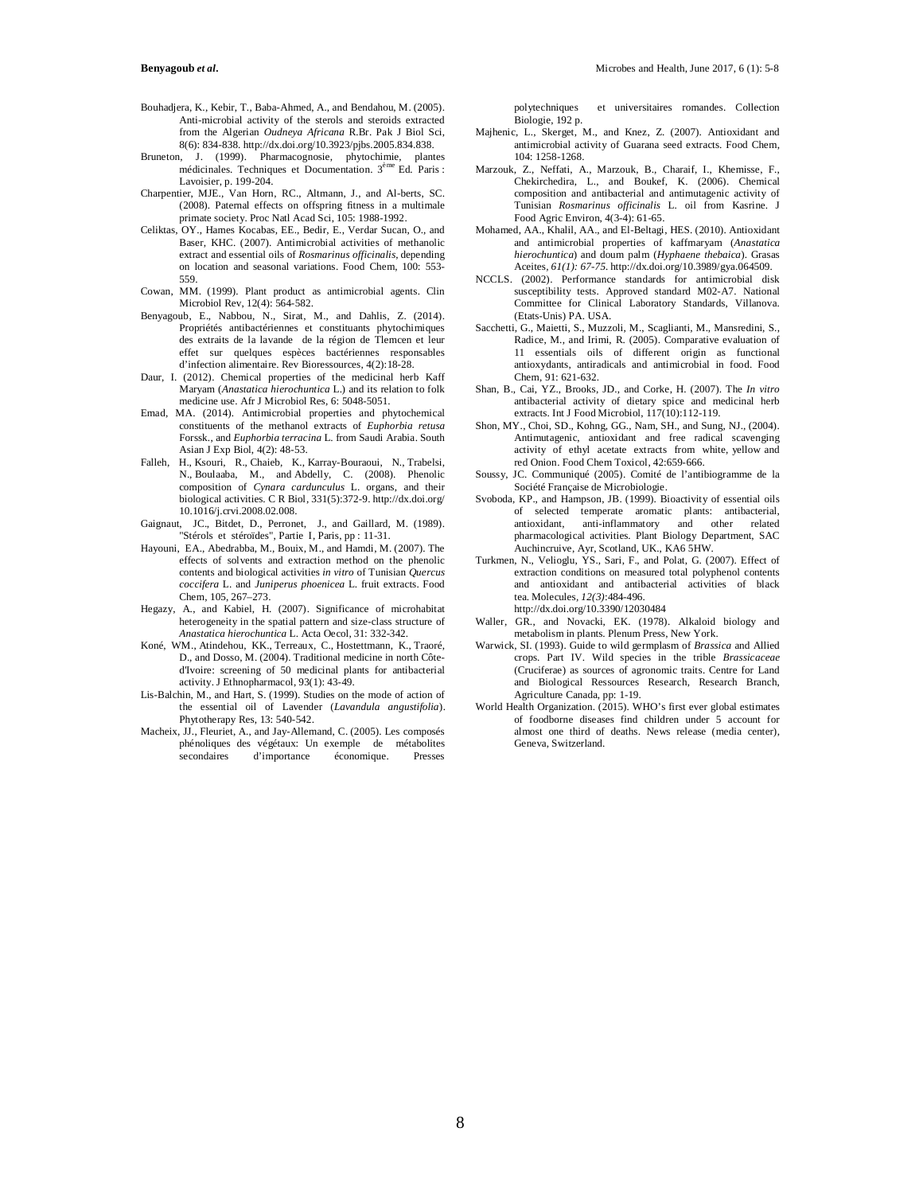Bouhadjera, K., Kebir, T., Baba-Ahmed, A., and Bendahou, M. (2005). Anti-microbial activity of the sterols and steroids extracted from the Algerian *Oudneya Africana* R.Br. Pak J Biol Sci, 8(6): 834-838. http://dx.doi.org/10.3923/pjbs.2005.834.838.

Bruneton, J. (1999). Pharmacognosie, phytochimie, plantes médicinales. Techniques et Documentation. 3[ème] Ed. Paris : Lavoisier, p. 199-204.

Charpentier, MJE., Van Horn, RC., Altmann, J., and Al-berts, SC. (2008). Paternal effects on offspring fitness in a multimale primate society. Proc Natl Acad Sci, 105: 1988-1992.

Celiktas, OY., Hames Kocabas, EE., Bedir, E., Verdar Sucan, O., and Baser, KHC. (2007). Antimicrobial activities of methanolic extract and essential oils of *Rosmarinus officinalis*, depending on location and seasonal variations. Food Chem, 100: 553-559.

Cowan, MM. (1999). Plant product as antimicrobial agents. Clin Microbiol Rev, 12(4): 564-582.

Benyagoub, E., Nabbou, N., Sirat, M., and Dahlis, Z. (2014). Propriétés antibactériennes et constituants phytochimiques des extraits de la lavande de la région de Tlemcen et leur effet sur quelques espèces bactériennes responsables d'infection alimentaire. Rev Bioressources, 4(2):18-28.

Daur, I. (2012). Chemical properties of the medicinal herb Kaff Maryam (*Anastatica hierochuntica* L.) and its relation to folk medicine use. Afr J Microbiol Res, 6: 5048-5051.

Emad, MA. (2014). Antimicrobial properties and phytochemical constituents of the methanol extracts of *Euphorbia retusa* Forssk., and *Euphorbia terracina* L. from Saudi Arabia. South Asian J Exp Biol, 4(2): 48-53.

Falleh, H., Ksouri, R., Chaieb, K., Karray-Bouraoui, N., Trabelsi, N., Boulaaba, M., and Abdelly, C. (2008). Phenolic composition of *Cynara cardunculus* L. organs, and their biological activities. C R Biol, 331(5):372-9. http://dx.doi.org/10.1016/j.crvi.2008.02.008.

Gaignaut, JC., Bitdet, D., Perronet, J., and Gaillard, M. (1989). "Stérols et stéroïdes", Partie I, Paris, pp : 11-31.

Hayouni, EA., Abedrabba, M., Bouix, M., and Hamdi, M. (2007). The effects of solvents and extraction method on the phenolic contents and biological activities *in vitro* of Tunisian *Quercus coccifera* L. and *Juniperus phoenicea* L. fruit extracts. Food Chem, 105, 267–273.

Hegazy, A., and Kabiel, H. (2007). Significance of microhabitat heterogeneity in the spatial pattern and size-class structure of *Anastatica hierochuntica* L. Acta Oecol, 31: 332-342.

Koné, WM., Atindehou, KK., Terreaux, C., Hostettmann, K., Traoré, D., and Dosso, M. (2004). Traditional medicine in north Côte-d'Ivoire: screening of 50 medicinal plants for antibacterial activity. J Ethnopharmacol, 93(1): 43-49.

Lis-Balchin, M., and Hart, S. (1999). Studies on the mode of action of the essential oil of Lavender (*Lavandula angustifolia*). Phytotherapy Res, 13: 540-542.

Macheix, JJ., Fleuriet, A., and Jay-Allemand, C. (2005). Les composés phénoliques des végétaux: Un exemple de métabolites secondaires d'importance économique. Presses polytechniques et universitaires romandes. Collection Biologie, 192 p.

Majhenic, L., Skerget, M., and Knez, Z. (2007). Antioxidant and antimicrobial activity of Guarana seed extracts. Food Chem, 104: 1258-1268.

Marzouk, Z., Neffati, A., Marzouk, B., Charaif, I., Khemisse, F., Chekirchedira, L., and Boukef, K. (2006). Chemical composition and antibacterial and antimutagenic activity of Tunisian *Rosmarinus officinalis* L. oil from Kasrine. J Food Agric Environ, 4(3-4): 61-65.

Mohamed, AA., Khalil, AA., and El-Beltagi, HES. (2010). Antioxidant and antimicrobial properties of kaffmaryam (*Anastatica hierochuntica*) and doum palm (*Hyphaene thebaica*). Grasas Aceites, *61(1): 67-75*. http://dx.doi.org/10.3989/gya.064509.

NCCLS. (2002). Performance standards for antimicrobial disk susceptibility tests. Approved standard M02-A7. National Committee for Clinical Laboratory Standards, Villanova. (Etats-Unis) PA. USA.

Sacchetti, G., Maietti, S., Muzzoli, M., Scaglianti, M., Mansredini, S., Radice, M., and Irimi, R. (2005). Comparative evaluation of 11 essentials oils of different origin as functional antioxydants, antiradicals and antimicrobial in food. Food Chem, 91: 621-632.

Shan, B., Cai, YZ., Brooks, JD., and Corke, H. (2007). The *In vitro* antibacterial activity of dietary spice and medicinal herb extracts. Int J Food Microbiol, 117(10):112-119.

Shon, MY., Choi, SD., Kohng, GG., Nam, SH., and Sung, NJ., (2004). Antimutagenic, antioxidant and free radical scavenging activity of ethyl acetate extracts from white, yellow and red Onion. Food Chem Toxicol, 42:659-666.

Soussy, JC. Communiqué (2005). Comité de l'antibiogramme de la Société Française de Microbiologie.

Svoboda, KP., and Hampson, JB. (1999). Bioactivity of essential oils of selected temperate aromatic plants: antibacterial, antioxidant, anti-inflammatory and other related pharmacological activities. Plant Biology Department, SAC Auchincruive, Ayr, Scotland, UK., KA6 5HW.

Turkmen, N., Velioglu, YS., Sari, F., and Polat, G. (2007). Effect of extraction conditions on measured total polyphenol contents and antioxidant and antibacterial activities of black tea. Molecules, *12(3)*:484-496. http://dx.doi.org/10.3390/12030484

Waller, GR., and Novacki, EK. (1978). Alkaloid biology and metabolism in plants. Plenum Press, New York.

Warwick, SI. (1993). Guide to wild germplasm of *Brassica* and Allied crops. Part IV. Wild species in the trible *Brassicaceae* (Cruciferae) as sources of agronomic traits. Centre for Land and Biological Ressources Research, Research Branch, Agriculture Canada, pp: 1-19.

World Health Organization. (2015). WHO's first ever global estimates of foodborne diseases find children under 5 account for almost one third of deaths. News release (media center), Geneva, Switzerland.